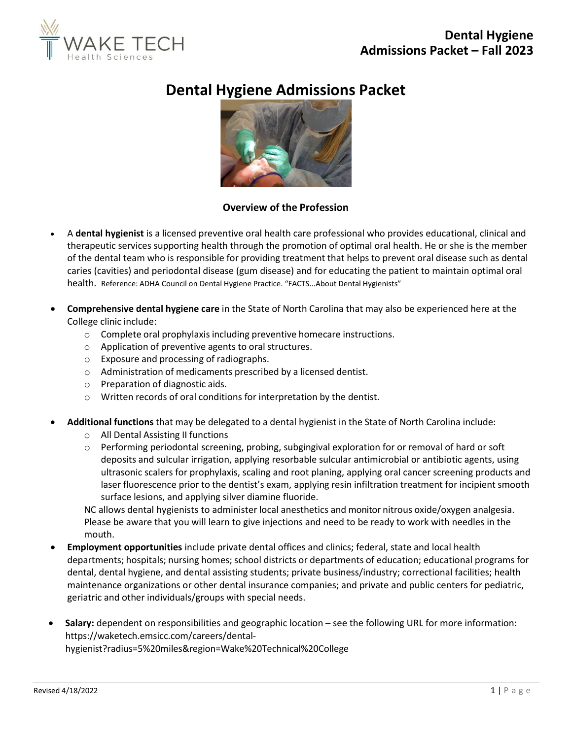# Dental Hygiene Admissions Packet

### Overview of the Profession

- A **dental hygienist** is a licensed preventive oral health care professional who provides educational, clinical and therapeutic services supporting health through the promotion of optimal oral health. He or she is the member of the dental team who is responsible for providing treatment that helps to prevent oral disease such as dental caries (cavities) and periodontal disease (gum disease) and for educating the patient to maintain optimal oral health. Reference: ADHA Council on Dental Hygiene Practice. "FACTS...About Dental Hygienists"

- **Comprehensive dental hygiene care** in the State of North Carolina that may also be experienced here at the College clinic include:
  - Complete oral prophylaxis including preventive homecare instructions.
  - Application of preventive agents to oral structures.
  - Exposure and processing of radiographs.
  - Administration of medicaments prescribed by a licensed dentist.
  - Preparation of diagnostic aids.
  - Written records of oral conditions for interpretation by the dentist.

- **Additional functions** that may be delegated to a dental hygienist in the State of North Carolina include:
  - All Dental Assisting II functions
  - Performing periodontal screening, probing, subgingival exploration for or removal of hard or soft deposits and sulcular irrigation, applying resorbable sulcular antimicrobial or antibiotic agents, using ultrasonic scalers for prophylaxis, scaling and root planing, applying oral cancer screening products and laser fluorescence prior to the dentist's exam, applying resin infiltration treatment for incipient smooth surface lesions, and applying silver diamine fluoride.

  NC allows dental hygienists to administer local anesthetics and monitor nitrous oxide/oxygen analgesia. Please be aware that you will learn to give injections and need to be ready to work with needles in the mouth.
- **Employment opportunities** include private dental offices and clinics; federal, state and local health departments; hospitals; nursing homes; school districts or departments of education; educational programs for dental, dental hygiene, and dental assisting students; private business/industry; correctional facilities; health maintenance organizations or other dental insurance companies; and private and public centers for pediatric, geriatric and other individuals/groups with special needs.

- **Salary:** dependent on responsibilities and geographic location – see the following URL for more information: https://waketech.emsicc.com/careers/dental-hygienist?radius=5%20miles&region=Wake%20Technical%20College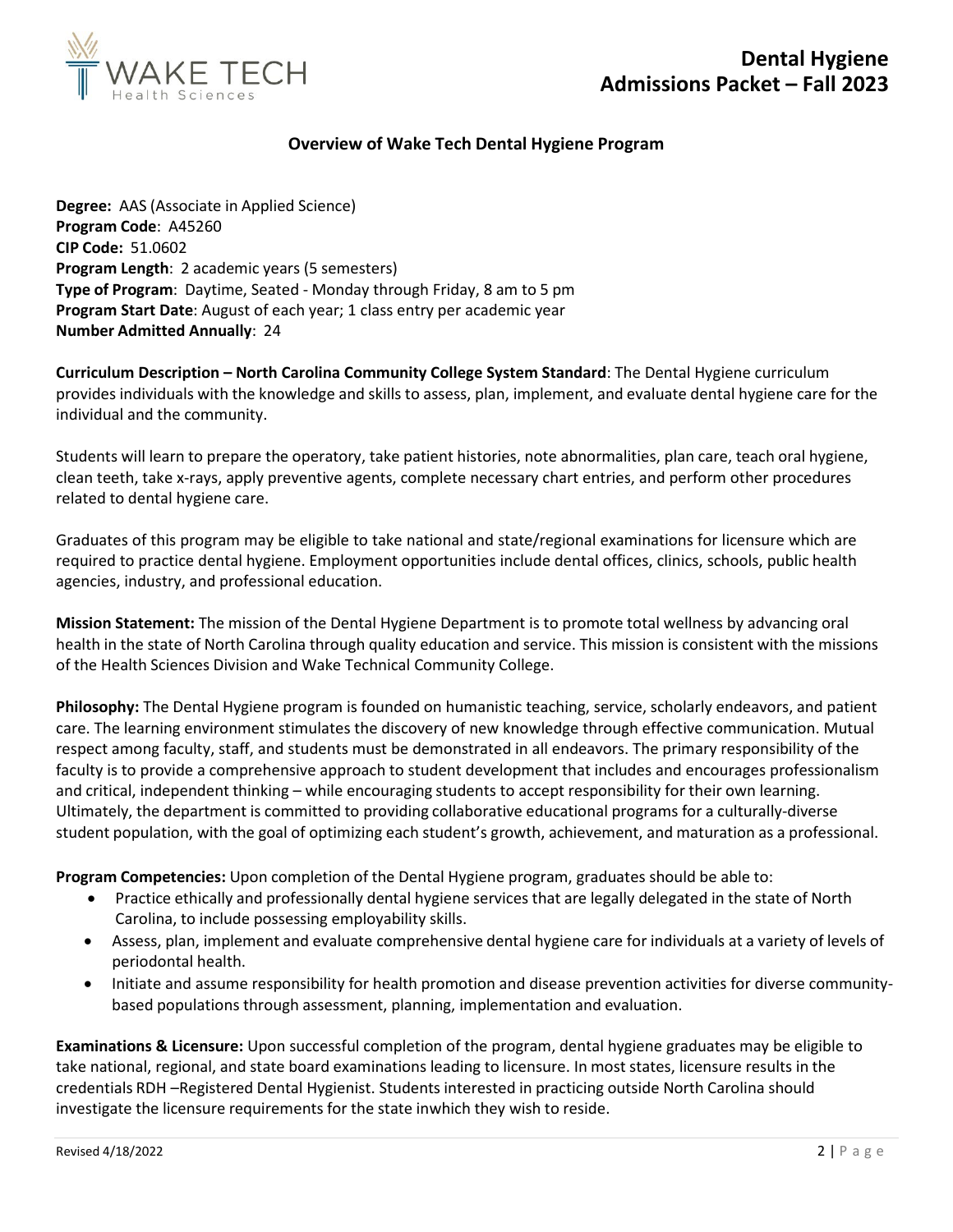## Overview of Wake Tech Dental Hygiene Program

**Degree:** AAS (Associate in Applied Science)
**Program Code**: A45260
**CIP Code:** 51.0602
**Program Length**: 2 academic years (5 semesters)
**Type of Program**: Daytime, Seated - Monday through Friday, 8 am to 5 pm
**Program Start Date**: August of each year; 1 class entry per academic year
**Number Admitted Annually**: 24

**Curriculum Description – North Carolina Community College System Standard**: The Dental Hygiene curriculum provides individuals with the knowledge and skills to assess, plan, implement, and evaluate dental hygiene care for the individual and the community.

Students will learn to prepare the operatory, take patient histories, note abnormalities, plan care, teach oral hygiene, clean teeth, take x-rays, apply preventive agents, complete necessary chart entries, and perform other procedures related to dental hygiene care.

Graduates of this program may be eligible to take national and state/regional examinations for licensure which are required to practice dental hygiene. Employment opportunities include dental offices, clinics, schools, public health agencies, industry, and professional education.

**Mission Statement:** The mission of the Dental Hygiene Department is to promote total wellness by advancing oral health in the state of North Carolina through quality education and service. This mission is consistent with the missions of the Health Sciences Division and Wake Technical Community College.

**Philosophy:** The Dental Hygiene program is founded on humanistic teaching, service, scholarly endeavors, and patient care. The learning environment stimulates the discovery of new knowledge through effective communication. Mutual respect among faculty, staff, and students must be demonstrated in all endeavors. The primary responsibility of the faculty is to provide a comprehensive approach to student development that includes and encourages professionalism and critical, independent thinking – while encouraging students to accept responsibility for their own learning. Ultimately, the department is committed to providing collaborative educational programs for a culturally-diverse student population, with the goal of optimizing each student's growth, achievement, and maturation as a professional.

**Program Competencies:** Upon completion of the Dental Hygiene program, graduates should be able to:

- Practice ethically and professionally dental hygiene services that are legally delegated in the state of North Carolina, to include possessing employability skills.
- Assess, plan, implement and evaluate comprehensive dental hygiene care for individuals at a variety of levels of periodontal health.
- Initiate and assume responsibility for health promotion and disease prevention activities for diverse community-based populations through assessment, planning, implementation and evaluation.

**Examinations & Licensure:** Upon successful completion of the program, dental hygiene graduates may be eligible to take national, regional, and state board examinations leading to licensure. In most states, licensure results in the credentials RDH –Registered Dental Hygienist. Students interested in practicing outside North Carolina should investigate the licensure requirements for the state inwhich they wish to reside.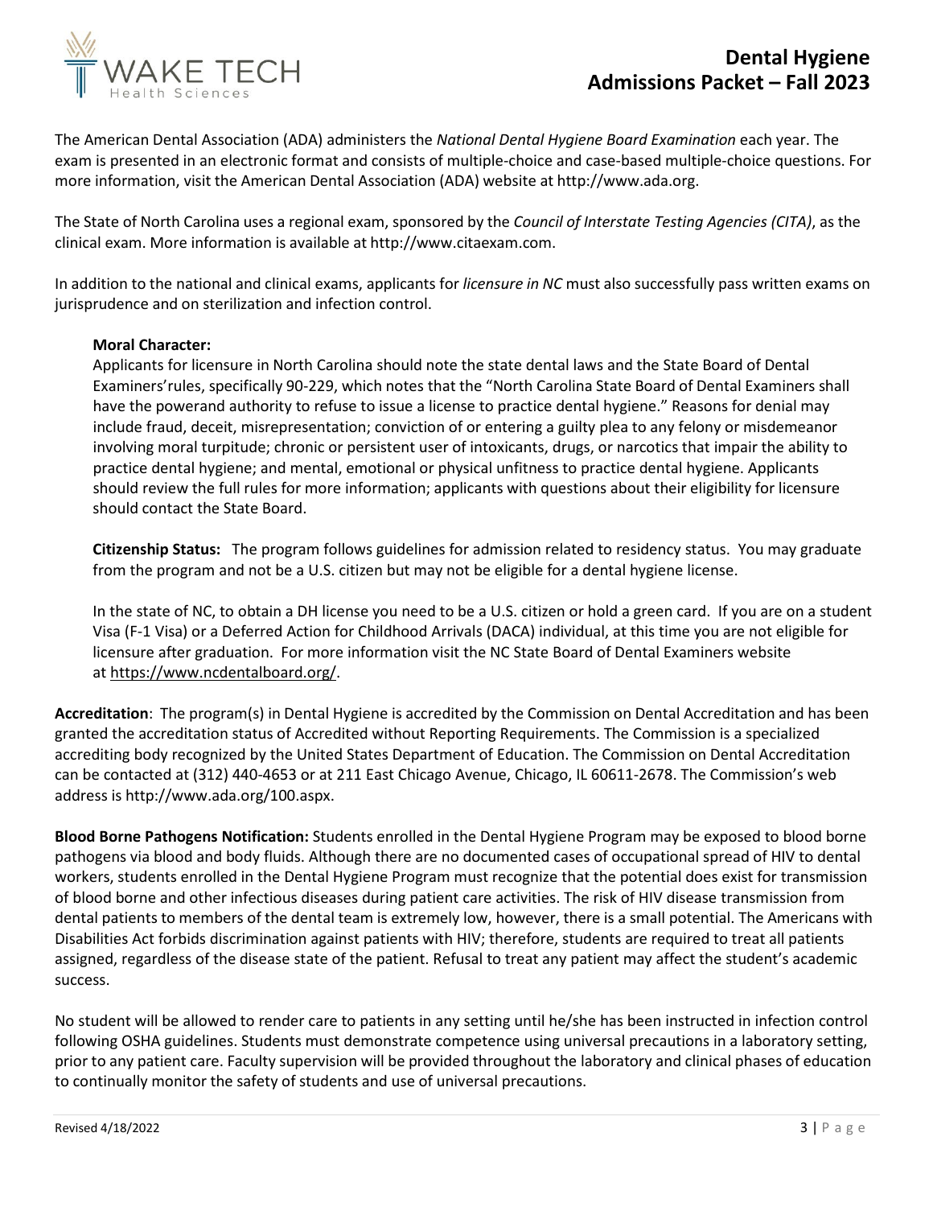The American Dental Association (ADA) administers the *National Dental Hygiene Board Examination* each year. The exam is presented in an electronic format and consists of multiple-choice and case-based multiple-choice questions. For more information, visit the American Dental Association (ADA) website at http://www.ada.org.

The State of North Carolina uses a regional exam, sponsored by the *Council of Interstate Testing Agencies (CITA)*, as the clinical exam. More information is available at http://www.citaexam.com.

In addition to the national and clinical exams, applicants for *licensure in NC* must also successfully pass written exams on jurisprudence and on sterilization and infection control.

**Moral Character:**
Applicants for licensure in North Carolina should note the state dental laws and the State Board of Dental Examiners'rules, specifically 90-229, which notes that the "North Carolina State Board of Dental Examiners shall have the powerand authority to refuse to issue a license to practice dental hygiene." Reasons for denial may include fraud, deceit, misrepresentation; conviction of or entering a guilty plea to any felony or misdemeanor involving moral turpitude; chronic or persistent user of intoxicants, drugs, or narcotics that impair the ability to practice dental hygiene; and mental, emotional or physical unfitness to practice dental hygiene. Applicants should review the full rules for more information; applicants with questions about their eligibility for licensure should contact the State Board.

**Citizenship Status:** The program follows guidelines for admission related to residency status. You may graduate from the program and not be a U.S. citizen but may not be eligible for a dental hygiene license.

In the state of NC, to obtain a DH license you need to be a U.S. citizen or hold a green card. If you are on a student Visa (F-1 Visa) or a Deferred Action for Childhood Arrivals (DACA) individual, at this time you are not eligible for licensure after graduation. For more information visit the NC State Board of Dental Examiners website at https://www.ncdentalboard.org/.

**Accreditation**: The program(s) in Dental Hygiene is accredited by the Commission on Dental Accreditation and has been granted the accreditation status of Accredited without Reporting Requirements. The Commission is a specialized accrediting body recognized by the United States Department of Education. The Commission on Dental Accreditation can be contacted at (312) 440-4653 or at 211 East Chicago Avenue, Chicago, IL 60611-2678. The Commission's web address is http://www.ada.org/100.aspx.

**Blood Borne Pathogens Notification:** Students enrolled in the Dental Hygiene Program may be exposed to blood borne pathogens via blood and body fluids. Although there are no documented cases of occupational spread of HIV to dental workers, students enrolled in the Dental Hygiene Program must recognize that the potential does exist for transmission of blood borne and other infectious diseases during patient care activities. The risk of HIV disease transmission from dental patients to members of the dental team is extremely low, however, there is a small potential. The Americans with Disabilities Act forbids discrimination against patients with HIV; therefore, students are required to treat all patients assigned, regardless of the disease state of the patient. Refusal to treat any patient may affect the student's academic success.

No student will be allowed to render care to patients in any setting until he/she has been instructed in infection control following OSHA guidelines. Students must demonstrate competence using universal precautions in a laboratory setting, prior to any patient care. Faculty supervision will be provided throughout the laboratory and clinical phases of education to continually monitor the safety of students and use of universal precautions.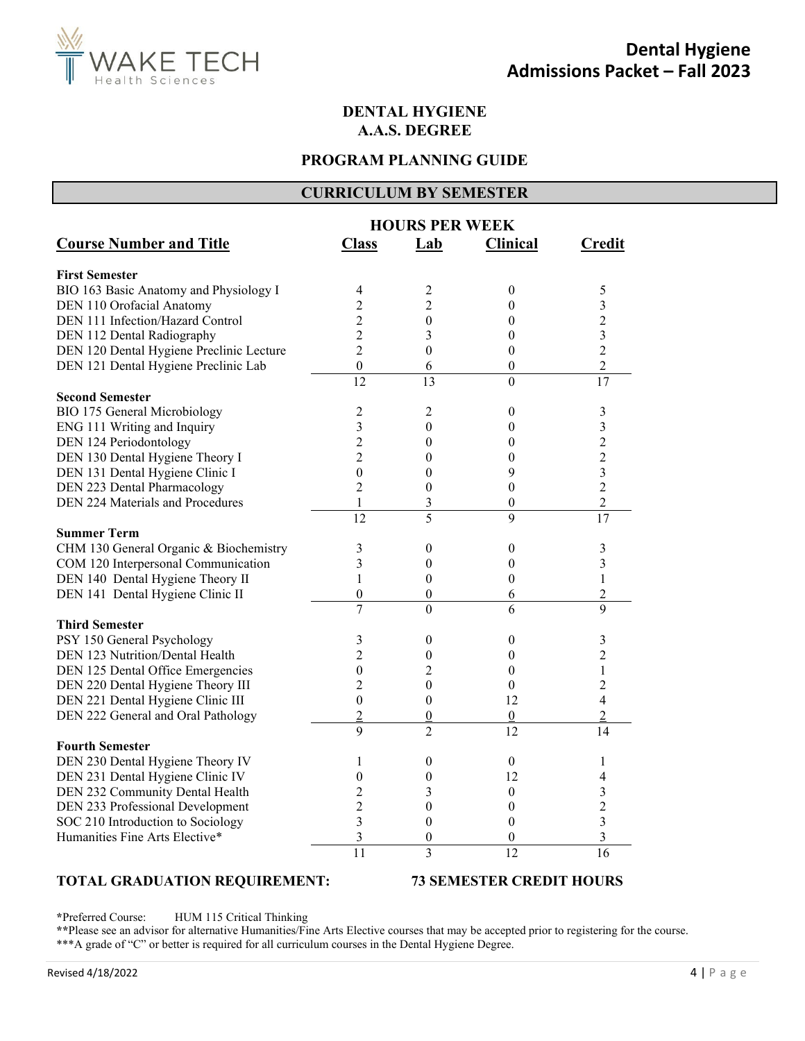# DENTAL HYGIENE
# A.A.S. DEGREE

## PROGRAM PLANNING GUIDE

## CURRICULUM BY SEMESTER

| Course Number and Title | HOURS PER WEEK Class | Lab | Clinical | Credit |
|---|---|---|---|---|
| **First Semester** | | | | |
| BIO 163 Basic Anatomy and Physiology I | 4 | 2 | 0 | 5 |
| DEN 110 Orofacial Anatomy | 2 | 2 | 0 | 3 |
| DEN 111 Infection/Hazard Control | 2 | 0 | 0 | 2 |
| DEN 112 Dental Radiography | 2 | 3 | 0 | 3 |
| DEN 120 Dental Hygiene Preclinic Lecture | 2 | 0 | 0 | 2 |
| DEN 121 Dental Hygiene Preclinic Lab | 0 | 6 | 0 | 2 |
| | 12 | 13 | 0 | 17 |
| **Second Semester** | | | | |
| BIO 175 General Microbiology | 2 | 2 | 0 | 3 |
| ENG 111 Writing and Inquiry | 3 | 0 | 0 | 3 |
| DEN 124 Periodontology | 2 | 0 | 0 | 2 |
| DEN 130 Dental Hygiene Theory I | 2 | 0 | 0 | 2 |
| DEN 131 Dental Hygiene Clinic I | 0 | 0 | 9 | 3 |
| DEN 223 Dental Pharmacology | 2 | 0 | 0 | 2 |
| DEN 224 Materials and Procedures | 1 | 3 | 0 | 2 |
| | 12 | 5 | 9 | 17 |
| **Summer Term** | | | | |
| CHM 130 General Organic & Biochemistry | 3 | 0 | 0 | 3 |
| COM 120 Interpersonal Communication | 3 | 0 | 0 | 3 |
| DEN 140 Dental Hygiene Theory II | 1 | 0 | 0 | 1 |
| DEN 141 Dental Hygiene Clinic II | 0 | 0 | 6 | 2 |
| | 7 | 0 | 6 | 9 |
| **Third Semester** | | | | |
| PSY 150 General Psychology | 3 | 0 | 0 | 3 |
| DEN 123 Nutrition/Dental Health | 2 | 0 | 0 | 2 |
| DEN 125 Dental Office Emergencies | 0 | 2 | 0 | 1 |
| DEN 220 Dental Hygiene Theory III | 2 | 0 | 0 | 2 |
| DEN 221 Dental Hygiene Clinic III | 0 | 0 | 12 | 4 |
| DEN 222 General and Oral Pathology | 2 | 0 | 0 | 2 |
| | 9 | 2 | 12 | 14 |
| **Fourth Semester** | | | | |
| DEN 230 Dental Hygiene Theory IV | 1 | 0 | 0 | 1 |
| DEN 231 Dental Hygiene Clinic IV | 0 | 0 | 12 | 4 |
| DEN 232 Community Dental Health | 2 | 3 | 0 | 3 |
| DEN 233 Professional Development | 2 | 0 | 0 | 2 |
| SOC 210 Introduction to Sociology | 3 | 0 | 0 | 3 |
| Humanities Fine Arts Elective* | 3 | 0 | 0 | 3 |
| | 11 | 3 | 12 | 16 |

**TOTAL GRADUATION REQUIREMENT: 73 SEMESTER CREDIT HOURS**

*Preferred Course: HUM 115 Critical Thinking

**Please see an advisor for alternative Humanities/Fine Arts Elective courses that may be accepted prior to registering for the course.

***A grade of "C" or better is required for all curriculum courses in the Dental Hygiene Degree.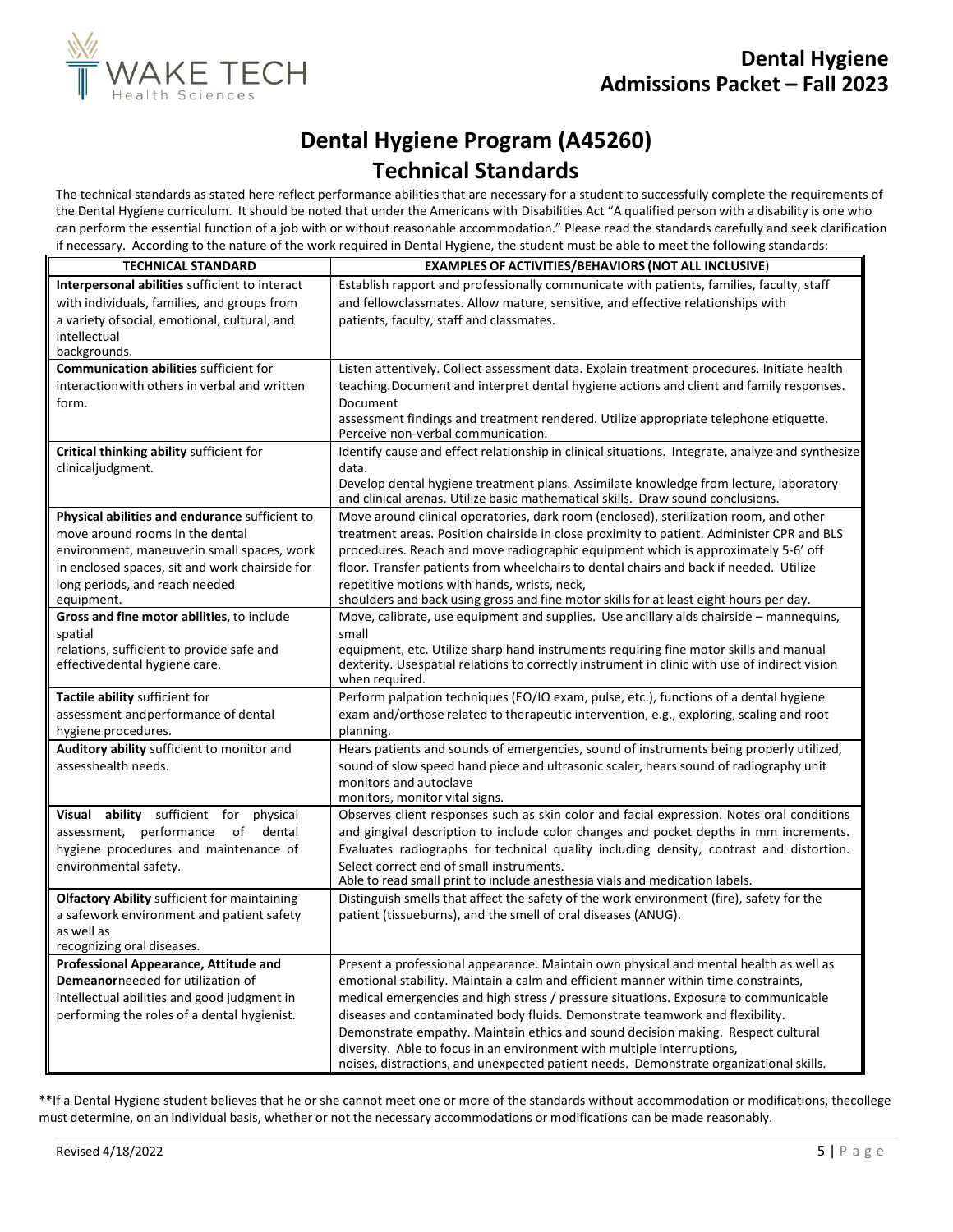# Dental Hygiene Program (A45260)

## Technical Standards

The technical standards as stated here reflect performance abilities that are necessary for a student to successfully complete the requirements of the Dental Hygiene curriculum. It should be noted that under the Americans with Disabilities Act "A qualified person with a disability is one who can perform the essential function of a job with or without reasonable accommodation." Please read the standards carefully and seek clarification if necessary. According to the nature of the work required in Dental Hygiene, the student must be able to meet the following standards:

| TECHNICAL STANDARD | EXAMPLES OF ACTIVITIES/BEHAVIORS (NOT ALL INCLUSIVE) |
|---|---|
| **Interpersonal abilities** sufficient to interact with individuals, families, and groups from a variety ofsocial, emotional, cultural, and intellectual backgrounds. | Establish rapport and professionally communicate with patients, families, faculty, staff and fellowclassmates. Allow mature, sensitive, and effective relationships with patients, faculty, staff and classmates. |
| **Communication abilities** sufficient for interactionwith others in verbal and written form. | Listen attentively. Collect assessment data. Explain treatment procedures. Initiate health teaching.Document and interpret dental hygiene actions and client and family responses. Document assessment findings and treatment rendered. Utilize appropriate telephone etiquette. Perceive non-verbal communication. |
| **Critical thinking ability** sufficient for clinicaljudgment. | Identify cause and effect relationship in clinical situations. Integrate, analyze and synthesize data. Develop dental hygiene treatment plans. Assimilate knowledge from lecture, laboratory and clinical arenas. Utilize basic mathematical skills. Draw sound conclusions. |
| **Physical abilities and endurance** sufficient to move around rooms in the dental environment, maneuverin small spaces, work in enclosed spaces, sit and work chairside for long periods, and reach needed equipment. | Move around clinical operatories, dark room (enclosed), sterilization room, and other treatment areas. Position chairside in close proximity to patient. Administer CPR and BLS procedures. Reach and move radiographic equipment which is approximately 5-6' off floor. Transfer patients from wheelchairs to dental chairs and back if needed. Utilize repetitive motions with hands, wrists, neck, shoulders and back using gross and fine motor skills for at least eight hours per day. |
| **Gross and fine motor abilities**, to include spatial relations, sufficient to provide safe and effectivedental hygiene care. | Move, calibrate, use equipment and supplies. Use ancillary aids chairside – mannequins, small equipment, etc. Utilize sharp hand instruments requiring fine motor skills and manual dexterity. Usespatial relations to correctly instrument in clinic with use of indirect vision when required. |
| **Tactile ability** sufficient for assessment andperformance of dental hygiene procedures. | Perform palpation techniques (EO/IO exam, pulse, etc.), functions of a dental hygiene exam and/orthose related to therapeutic intervention, e.g., exploring, scaling and root planning. |
| **Auditory ability** sufficient to monitor and assesshealth needs. | Hears patients and sounds of emergencies, sound of instruments being properly utilized, sound of slow speed hand piece and ultrasonic scaler, hears sound of radiography unit monitors and autoclave monitors, monitor vital signs. |
| **Visual ability** sufficient for physical assessment, performance of dental hygiene procedures and maintenance of environmental safety. | Observes client responses such as skin color and facial expression. Notes oral conditions and gingival description to include color changes and pocket depths in mm increments. Evaluates radiographs for technical quality including density, contrast and distortion. Select correct end of small instruments. Able to read small print to include anesthesia vials and medication labels. |
| **Olfactory Ability** sufficient for maintaining a safework environment and patient safety as well as recognizing oral diseases. | Distinguish smells that affect the safety of the work environment (fire), safety for the patient (tissueburns), and the smell of oral diseases (ANUG). |
| **Professional Appearance, Attitude and Demeanor**needed for utilization of intellectual abilities and good judgment in performing the roles of a dental hygienist. | Present a professional appearance. Maintain own physical and mental health as well as emotional stability. Maintain a calm and efficient manner within time constraints, medical emergencies and high stress / pressure situations. Exposure to communicable diseases and contaminated body fluids. Demonstrate teamwork and flexibility. Demonstrate empathy. Maintain ethics and sound decision making. Respect cultural diversity. Able to focus in an environment with multiple interruptions, noises, distractions, and unexpected patient needs. Demonstrate organizational skills. |

**If a Dental Hygiene student believes that he or she cannot meet one or more of the standards without accommodation or modifications, thecollege must determine, on an individual basis, whether or not the necessary accommodations or modifications can be made reasonably.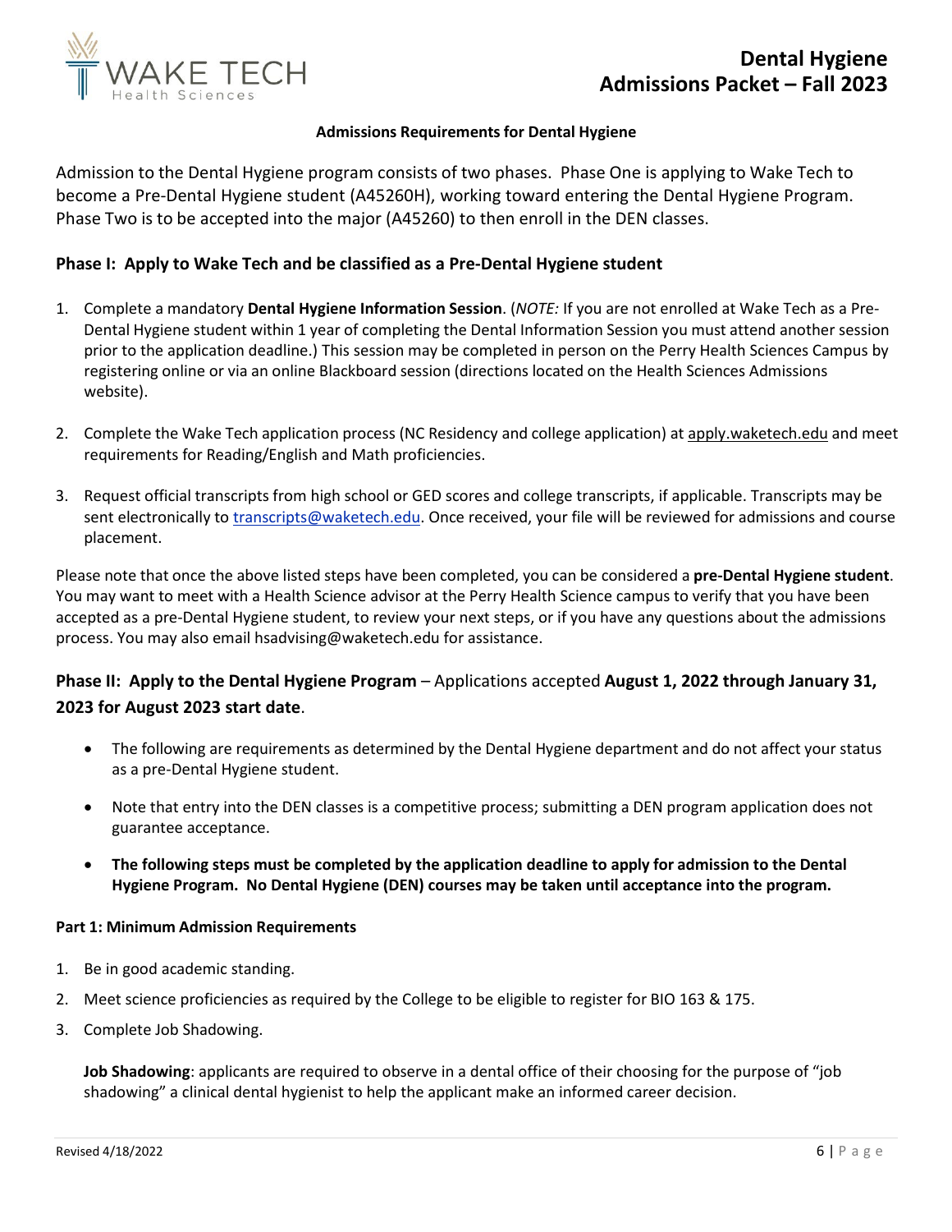### Admissions Requirements for Dental Hygiene

Admission to the Dental Hygiene program consists of two phases. Phase One is applying to Wake Tech to become a Pre-Dental Hygiene student (A45260H), working toward entering the Dental Hygiene Program. Phase Two is to be accepted into the major (A45260) to then enroll in the DEN classes.

## Phase I: Apply to Wake Tech and be classified as a Pre-Dental Hygiene student

1. Complete a mandatory **Dental Hygiene Information Session**. (*NOTE:* If you are not enrolled at Wake Tech as a Pre-Dental Hygiene student within 1 year of completing the Dental Information Session you must attend another session prior to the application deadline.) This session may be completed in person on the Perry Health Sciences Campus by registering online or via an online Blackboard session (directions located on the Health Sciences Admissions website).
2. Complete the Wake Tech application process (NC Residency and college application) at apply.waketech.edu and meet requirements for Reading/English and Math proficiencies.
3. Request official transcripts from high school or GED scores and college transcripts, if applicable. Transcripts may be sent electronically to transcripts@waketech.edu. Once received, your file will be reviewed for admissions and course placement.

Please note that once the above listed steps have been completed, you can be considered a **pre-Dental Hygiene student**. You may want to meet with a Health Science advisor at the Perry Health Science campus to verify that you have been accepted as a pre-Dental Hygiene student, to review your next steps, or if you have any questions about the admissions process. You may also email hsadvising@waketech.edu for assistance.

## Phase II: Apply to the Dental Hygiene Program – Applications accepted **August 1, 2022 through January 31, 2023 for August 2023 start date**.

- The following are requirements as determined by the Dental Hygiene department and do not affect your status as a pre-Dental Hygiene student.
- Note that entry into the DEN classes is a competitive process; submitting a DEN program application does not guarantee acceptance.
- **The following steps must be completed by the application deadline to apply for admission to the Dental Hygiene Program. No Dental Hygiene (DEN) courses may be taken until acceptance into the program.**

### Part 1: Minimum Admission Requirements

1. Be in good academic standing.
2. Meet science proficiencies as required by the College to be eligible to register for BIO 163 & 175.
3. Complete Job Shadowing.

   **Job Shadowing**: applicants are required to observe in a dental office of their choosing for the purpose of "job shadowing" a clinical dental hygienist to help the applicant make an informed career decision.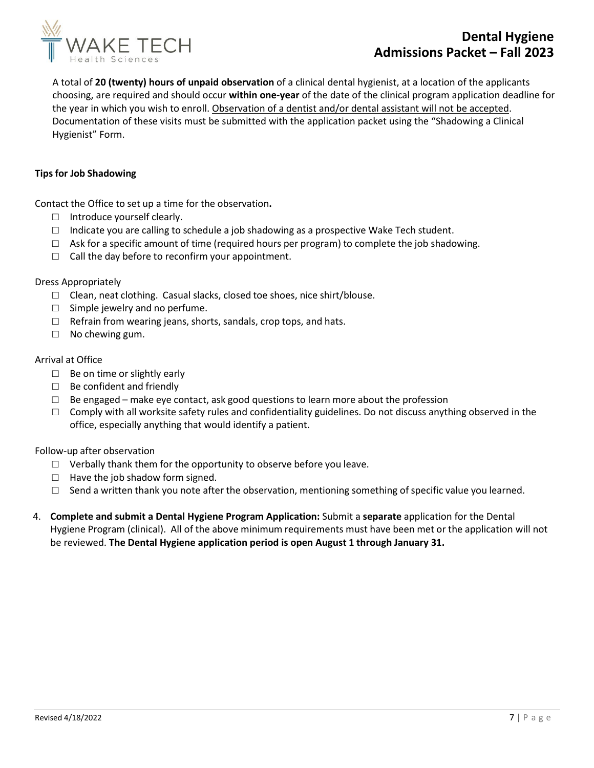A total of **20 (twenty) hours of unpaid observation** of a clinical dental hygienist, at a location of the applicants choosing, are required and should occur **within one-year** of the date of the clinical program application deadline for the year in which you wish to enroll. <u>Observation of a dentist and/or dental assistant will not be accepted</u>. Documentation of these visits must be submitted with the application packet using the "Shadowing a Clinical Hygienist" Form.

**Tips for Job Shadowing**

Contact the Office to set up a time for the observation**.**

- ☐ Introduce yourself clearly.
- ☐ Indicate you are calling to schedule a job shadowing as a prospective Wake Tech student.
- ☐ Ask for a specific amount of time (required hours per program) to complete the job shadowing.
- ☐ Call the day before to reconfirm your appointment.

Dress Appropriately

- ☐ Clean, neat clothing. Casual slacks, closed toe shoes, nice shirt/blouse.
- ☐ Simple jewelry and no perfume.
- ☐ Refrain from wearing jeans, shorts, sandals, crop tops, and hats.
- ☐ No chewing gum.

Arrival at Office

- ☐ Be on time or slightly early
- ☐ Be confident and friendly
- ☐ Be engaged – make eye contact, ask good questions to learn more about the profession
- ☐ Comply with all worksite safety rules and confidentiality guidelines. Do not discuss anything observed in the office, especially anything that would identify a patient.

Follow-up after observation

- ☐ Verbally thank them for the opportunity to observe before you leave.
- ☐ Have the job shadow form signed.
- ☐ Send a written thank you note after the observation, mentioning something of specific value you learned.

4. **Complete and submit a Dental Hygiene Program Application:** Submit a **separate** application for the Dental Hygiene Program (clinical). All of the above minimum requirements must have been met or the application will not be reviewed. **The Dental Hygiene application period is open August 1 through January 31.**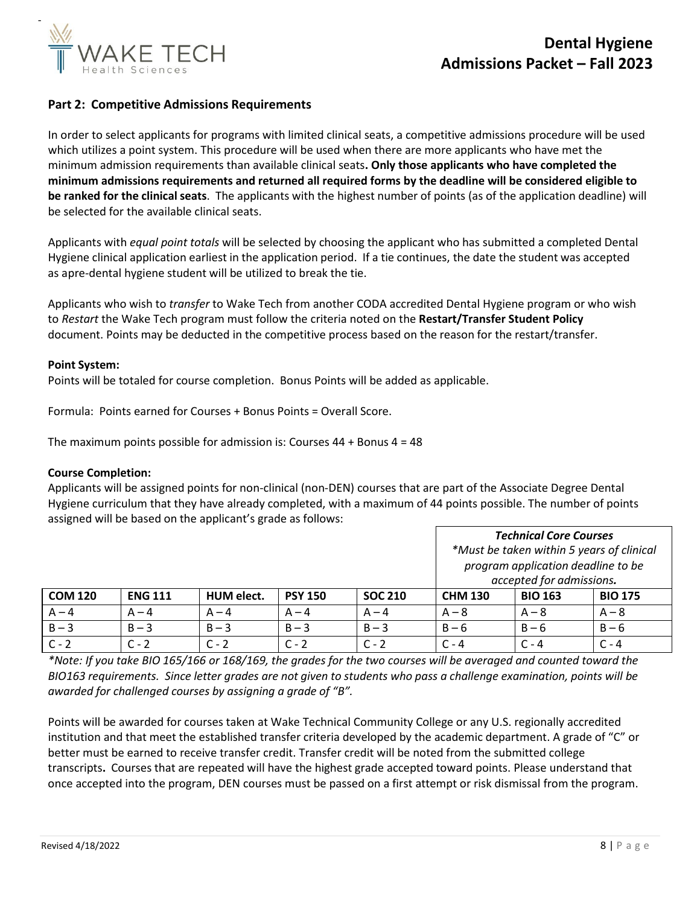## Part 2: Competitive Admissions Requirements

In order to select applicants for programs with limited clinical seats, a competitive admissions procedure will be used which utilizes a point system. This procedure will be used when there are more applicants who have met the minimum admission requirements than available clinical seats**. Only those applicants who have completed the minimum admissions requirements and returned all required forms by the deadline will be considered eligible to be ranked for the clinical seats**. The applicants with the highest number of points (as of the application deadline) will be selected for the available clinical seats.

Applicants with *equal point totals* will be selected by choosing the applicant who has submitted a completed Dental Hygiene clinical application earliest in the application period. If a tie continues, the date the student was accepted as apre-dental hygiene student will be utilized to break the tie.

Applicants who wish to *transfer* to Wake Tech from another CODA accredited Dental Hygiene program or who wish to *Restart* the Wake Tech program must follow the criteria noted on the **Restart/Transfer Student Policy** document. Points may be deducted in the competitive process based on the reason for the restart/transfer.

**Point System:**
Points will be totaled for course completion. Bonus Points will be added as applicable.

Formula: Points earned for Courses + Bonus Points = Overall Score.

The maximum points possible for admission is: Courses 44 + Bonus 4 = 48

**Course Completion:**
Applicants will be assigned points for non-clinical (non-DEN) courses that are part of the Associate Degree Dental Hygiene curriculum that they have already completed, with a maximum of 44 points possible. The number of points assigned will be based on the applicant's grade as follows:

| | | | | | ***Technical Core Courses*** *\*Must be taken within 5 years of clinical program application deadline to be accepted for admissions.* | | |
|---|---|---|---|---|---|---|---|
| **COM 120** | **ENG 111** | **HUM elect.** | **PSY 150** | **SOC 210** | **CHM 130** | **BIO 163** | **BIO 175** |
| A – 4 | A – 4 | A – 4 | A – 4 | A – 4 | A – 8 | A – 8 | A – 8 |
| B – 3 | B – 3 | B – 3 | B – 3 | B – 3 | B – 6 | B – 6 | B – 6 |
| C - 2 | C - 2 | C - 2 | C - 2 | C - 2 | C - 4 | C - 4 | C - 4 |

*\*Note: If you take BIO 165/166 or 168/169, the grades for the two courses will be averaged and counted toward the BIO163 requirements. Since letter grades are not given to students who pass a challenge examination, points will be awarded for challenged courses by assigning a grade of "B".*

Points will be awarded for courses taken at Wake Technical Community College or any U.S. regionally accredited institution and that meet the established transfer criteria developed by the academic department. A grade of "C" or better must be earned to receive transfer credit. Transfer credit will be noted from the submitted college transcripts**.** Courses that are repeated will have the highest grade accepted toward points. Please understand that once accepted into the program, DEN courses must be passed on a first attempt or risk dismissal from the program.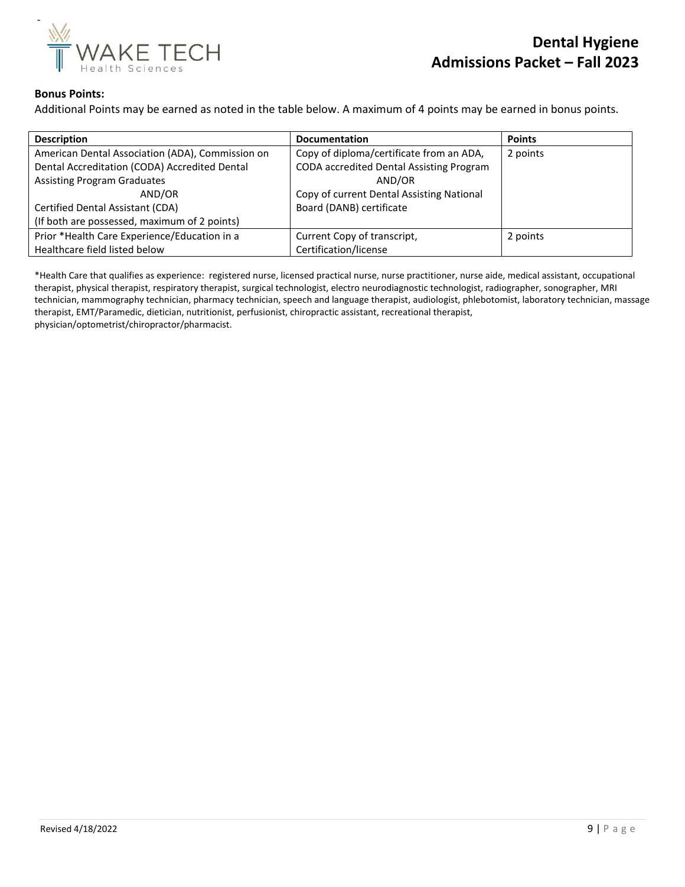**Bonus Points:**

Additional Points may be earned as noted in the table below. A maximum of 4 points may be earned in bonus points.

| Description | Documentation | Points |
|---|---|---|
| American Dental Association (ADA), Commission on Dental Accreditation (CODA) Accredited Dental Assisting Program Graduates<br>AND/OR<br>Certified Dental Assistant (CDA)<br>(If both are possessed, maximum of 2 points) | Copy of diploma/certificate from an ADA, CODA accredited Dental Assisting Program<br>AND/OR<br>Copy of current Dental Assisting National Board (DANB) certificate | 2 points |
| Prior *Health Care Experience/Education in a Healthcare field listed below | Current Copy of transcript, Certification/license | 2 points |

*Health Care that qualifies as experience: registered nurse, licensed practical nurse, nurse practitioner, nurse aide, medical assistant, occupational therapist, physical therapist, respiratory therapist, surgical technologist, electro neurodiagnostic technologist, radiographer, sonographer, MRI technician, mammography technician, pharmacy technician, speech and language therapist, audiologist, phlebotomist, laboratory technician, massage therapist, EMT/Paramedic, dietician, nutritionist, perfusionist, chiropractic assistant, recreational therapist, physician/optometrist/chiropractor/pharmacist.